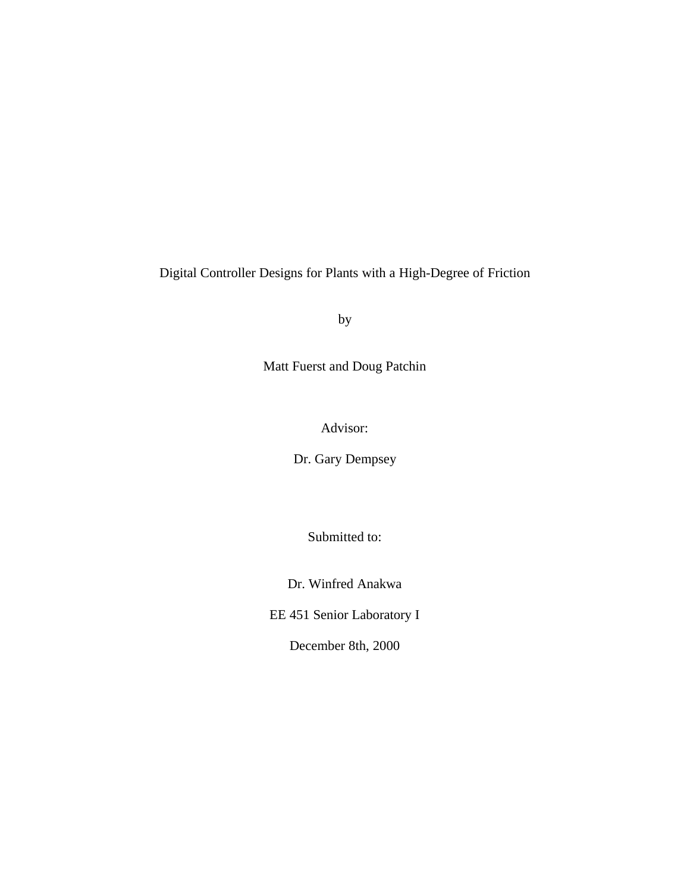# Digital Controller Designs for Plants with a High-Degree of Friction

by

Matt Fuerst and Doug Patchin

Advisor:

Dr. Gary Dempsey

Submitted to:

Dr. Winfred Anakwa

EE 451 Senior Laboratory I

December 8th, 2000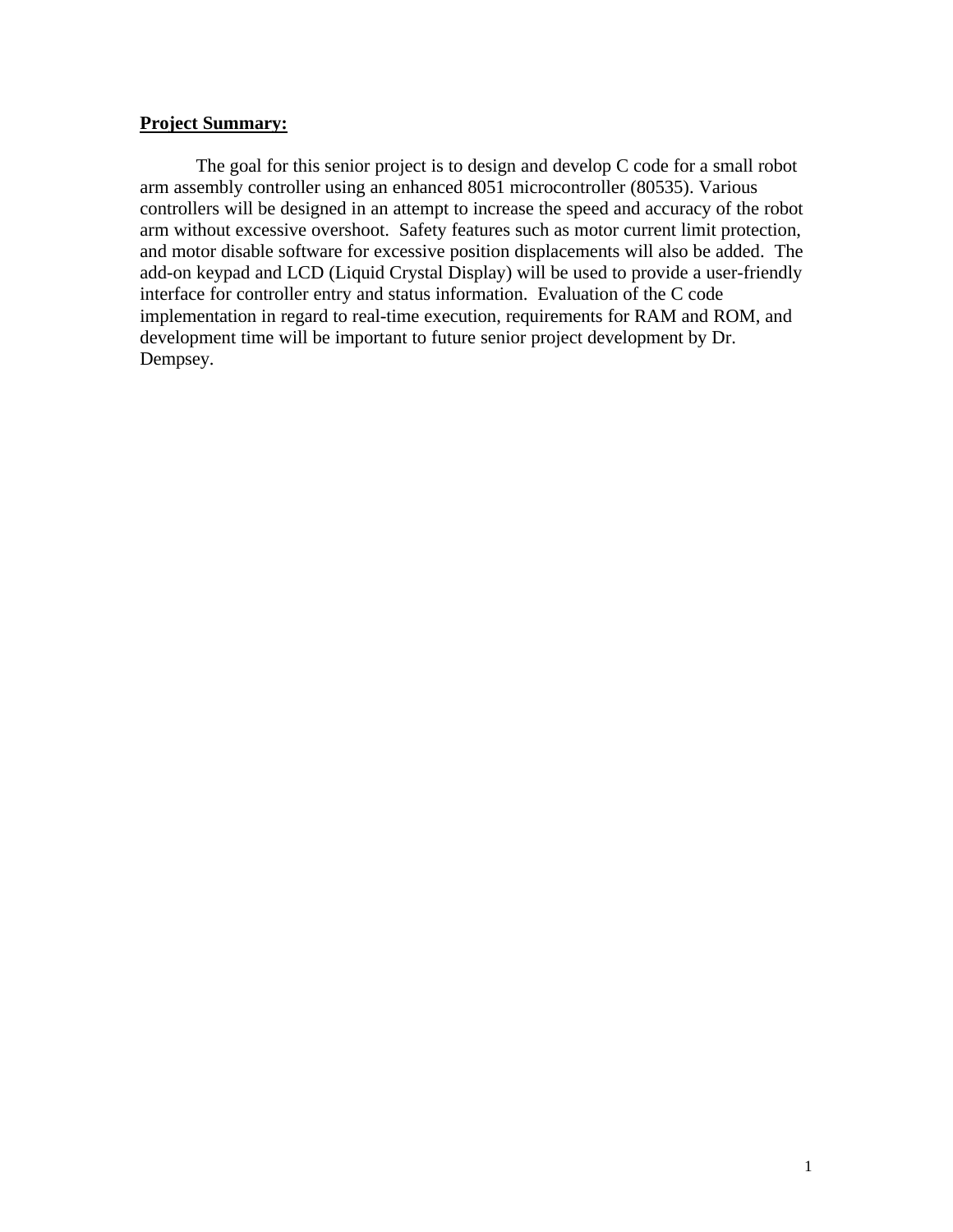**Project Summary:**

The goal for this senior project is to design and develop C code for a small robot arm assembly controller using an enhanced 8051 microcontroller (80535). Various controllers will be designed in an attempt to increase the speed and accuracy of the robot arm without excessive overshoot. Safety features such as motor current limit protection, and motor disable software for excessive position displacements will also be added. The add-on keypad and LCD (Liquid Crystal Display) will be used to provide a user-friendly interface for controller entry and status information. Evaluation of the C code implementation in regard to real-time execution, requirements for RAM and ROM, and development time will be important to future senior project development by Dr. Dempsey.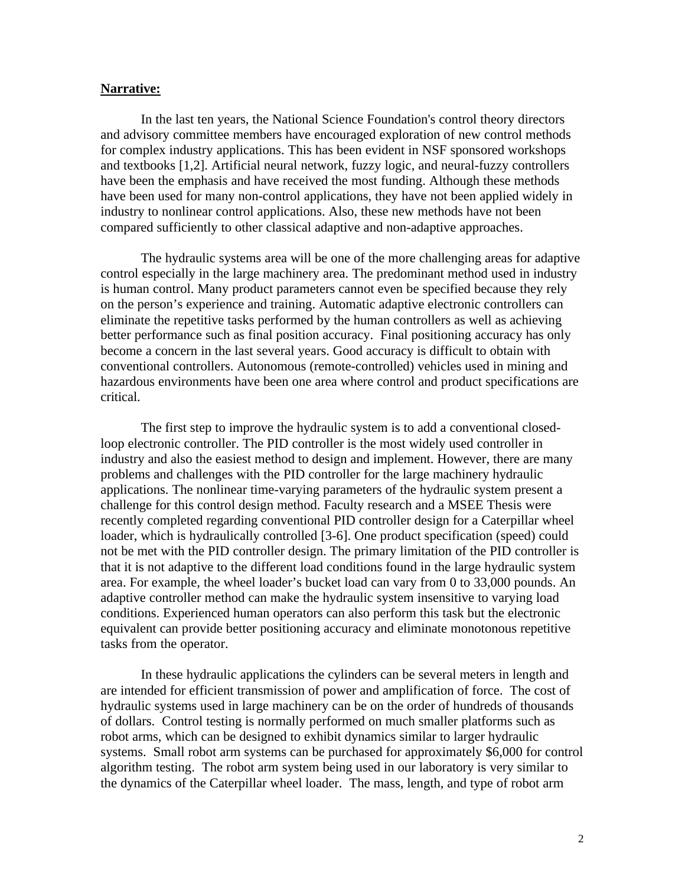**Narrative:**

In the last ten years, the National Science Foundation's control theory directors and advisory committee members have encouraged exploration of new control methods for complex industry applications. This has been evident in NSF sponsored workshops and textbooks [1,2]. Artificial neural network, fuzzy logic, and neural-fuzzy controllers have been the emphasis and have received the most funding. Although these methods have been used for many non-control applications, they have not been applied widely in industry to nonlinear control applications. Also, these new methods have not been compared sufficiently to other classical adaptive and non-adaptive approaches.

The hydraulic systems area will be one of the more challenging areas for adaptive control especially in the large machinery area. The predominant method used in industry is human control. Many product parameters cannot even be specified because they rely on the person's experience and training. Automatic adaptive electronic controllers can eliminate the repetitive tasks performed by the human controllers as well as achieving better performance such as final position accuracy. Final positioning accuracy has only become a concern in the last several years. Good accuracy is difficult to obtain with conventional controllers. Autonomous (remote-controlled) vehicles used in mining and hazardous environments have been one area where control and product specifications are critical.

The first step to improve the hydraulic system is to add a conventional closed-loop electronic controller. The PID controller is the most widely used controller in industry and also the easiest method to design and implement. However, there are many problems and challenges with the PID controller for the large machinery hydraulic applications. The nonlinear time-varying parameters of the hydraulic system present a challenge for this control design method. Faculty research and a MSEE Thesis were recently completed regarding conventional PID controller design for a Caterpillar wheel loader, which is hydraulically controlled [3-6]. One product specification (speed) could not be met with the PID controller design. The primary limitation of the PID controller is that it is not adaptive to the different load conditions found in the large hydraulic system area. For example, the wheel loader's bucket load can vary from 0 to 33,000 pounds. An adaptive controller method can make the hydraulic system insensitive to varying load conditions. Experienced human operators can also perform this task but the electronic equivalent can provide better positioning accuracy and eliminate monotonous repetitive tasks from the operator.

In these hydraulic applications the cylinders can be several meters in length and are intended for efficient transmission of power and amplification of force. The cost of hydraulic systems used in large machinery can be on the order of hundreds of thousands of dollars. Control testing is normally performed on much smaller platforms such as robot arms, which can be designed to exhibit dynamics similar to larger hydraulic systems. Small robot arm systems can be purchased for approximately $6,000 for control algorithm testing. The robot arm system being used in our laboratory is very similar to the dynamics of the Caterpillar wheel loader. The mass, length, and type of robot arm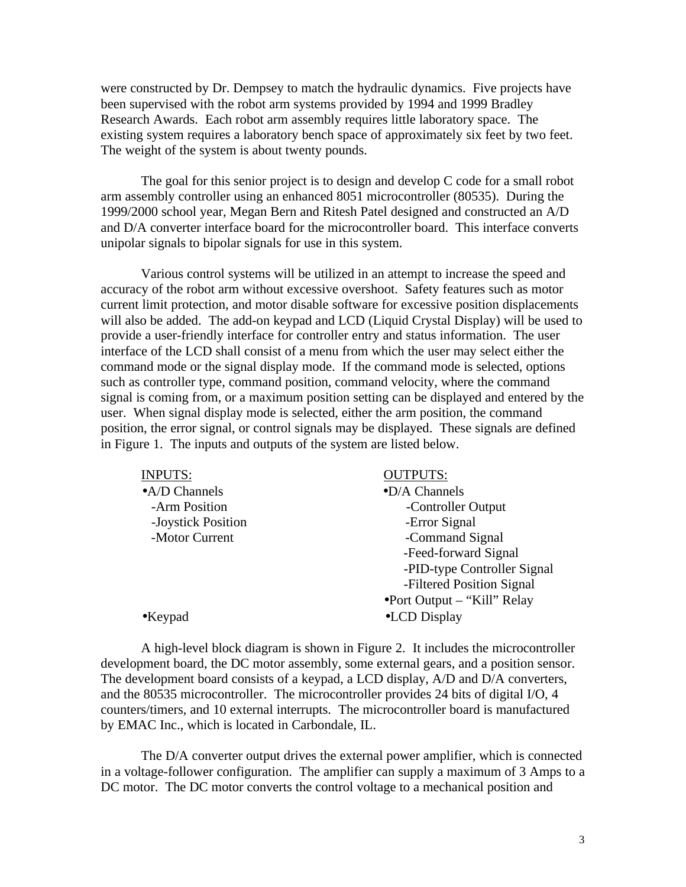were constructed by Dr. Dempsey to match the hydraulic dynamics. Five projects have been supervised with the robot arm systems provided by 1994 and 1999 Bradley Research Awards. Each robot arm assembly requires little laboratory space. The existing system requires a laboratory bench space of approximately six feet by two feet. The weight of the system is about twenty pounds.

The goal for this senior project is to design and develop C code for a small robot arm assembly controller using an enhanced 8051 microcontroller (80535). During the 1999/2000 school year, Megan Bern and Ritesh Patel designed and constructed an A/D and D/A converter interface board for the microcontroller board. This interface converts unipolar signals to bipolar signals for use in this system.

Various control systems will be utilized in an attempt to increase the speed and accuracy of the robot arm without excessive overshoot. Safety features such as motor current limit protection, and motor disable software for excessive position displacements will also be added. The add-on keypad and LCD (Liquid Crystal Display) will be used to provide a user-friendly interface for controller entry and status information. The user interface of the LCD shall consist of a menu from which the user may select either the command mode or the signal display mode. If the command mode is selected, options such as controller type, command position, command velocity, where the command signal is coming from, or a maximum position setting can be displayed and entered by the user. When signal display mode is selected, either the arm position, the command position, the error signal, or control signals may be displayed. These signals are defined in Figure 1. The inputs and outputs of the system are listed below.

| INPUTS: | OUTPUTS: |
|---|---|
| •A/D Channels | •D/A Channels |
| -Arm Position | -Controller Output |
| -Joystick Position | -Error Signal |
| -Motor Current | -Command Signal |
| | -Feed-forward Signal |
| | -PID-type Controller Signal |
| | -Filtered Position Signal |
| | •Port Output – "Kill" Relay |
| •Keypad | •LCD Display |

A high-level block diagram is shown in Figure 2. It includes the microcontroller development board, the DC motor assembly, some external gears, and a position sensor. The development board consists of a keypad, a LCD display, A/D and D/A converters, and the 80535 microcontroller. The microcontroller provides 24 bits of digital I/O, 4 counters/timers, and 10 external interrupts. The microcontroller board is manufactured by EMAC Inc., which is located in Carbondale, IL.

The D/A converter output drives the external power amplifier, which is connected in a voltage-follower configuration. The amplifier can supply a maximum of 3 Amps to a DC motor. The DC motor converts the control voltage to a mechanical position and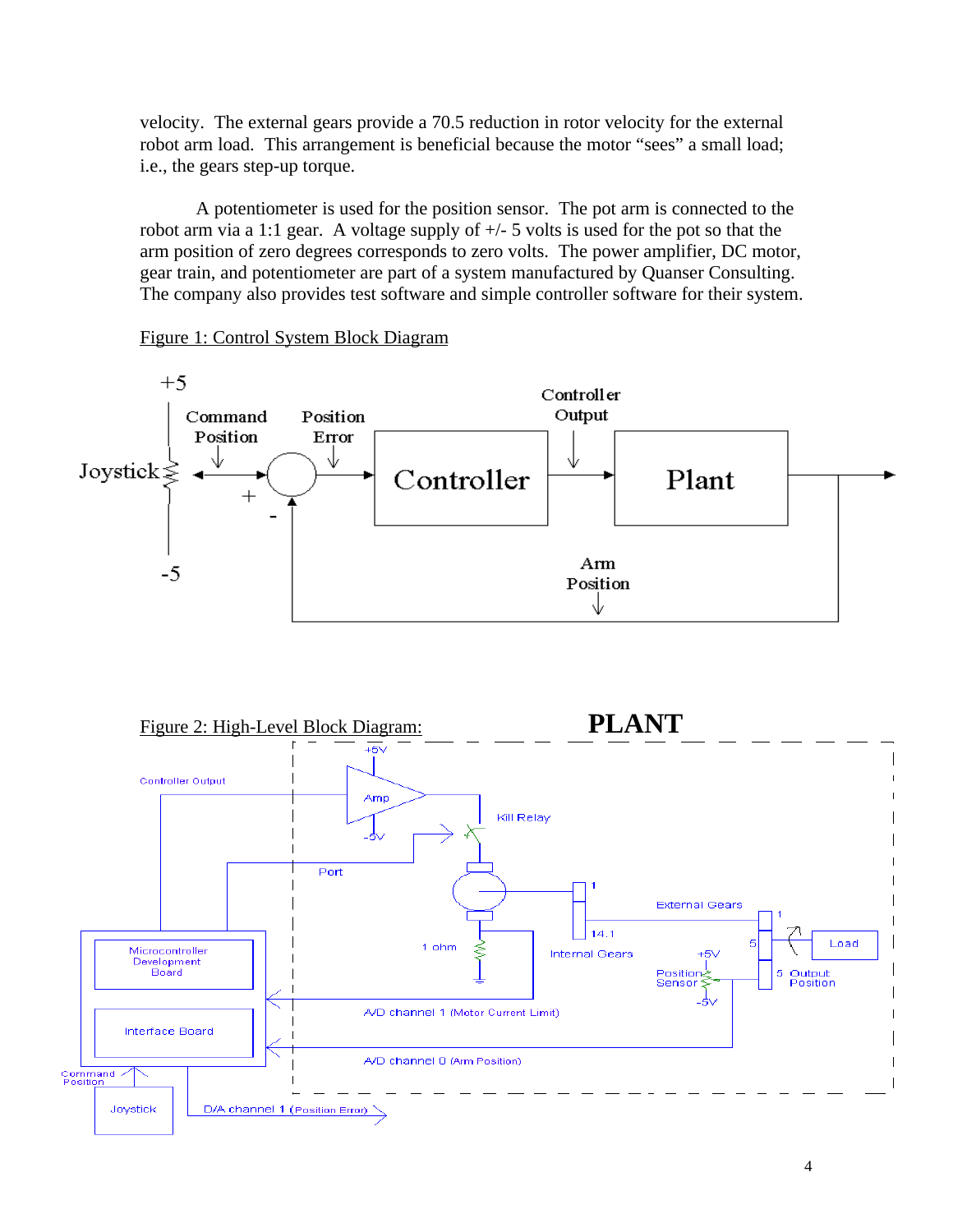velocity. The external gears provide a 70.5 reduction in rotor velocity for the external robot arm load. This arrangement is beneficial because the motor "sees" a small load; i.e., the gears step-up torque.

A potentiometer is used for the position sensor. The pot arm is connected to the robot arm via a 1:1 gear. A voltage supply of +/- 5 volts is used for the pot so that the arm position of zero degrees corresponds to zero volts. The power amplifier, DC motor, gear train, and potentiometer are part of a system manufactured by Quanser Consulting. The company also provides test software and simple controller software for their system.

Figure 1: Control System Block Diagram

Figure 2: High-Level Block Diagram: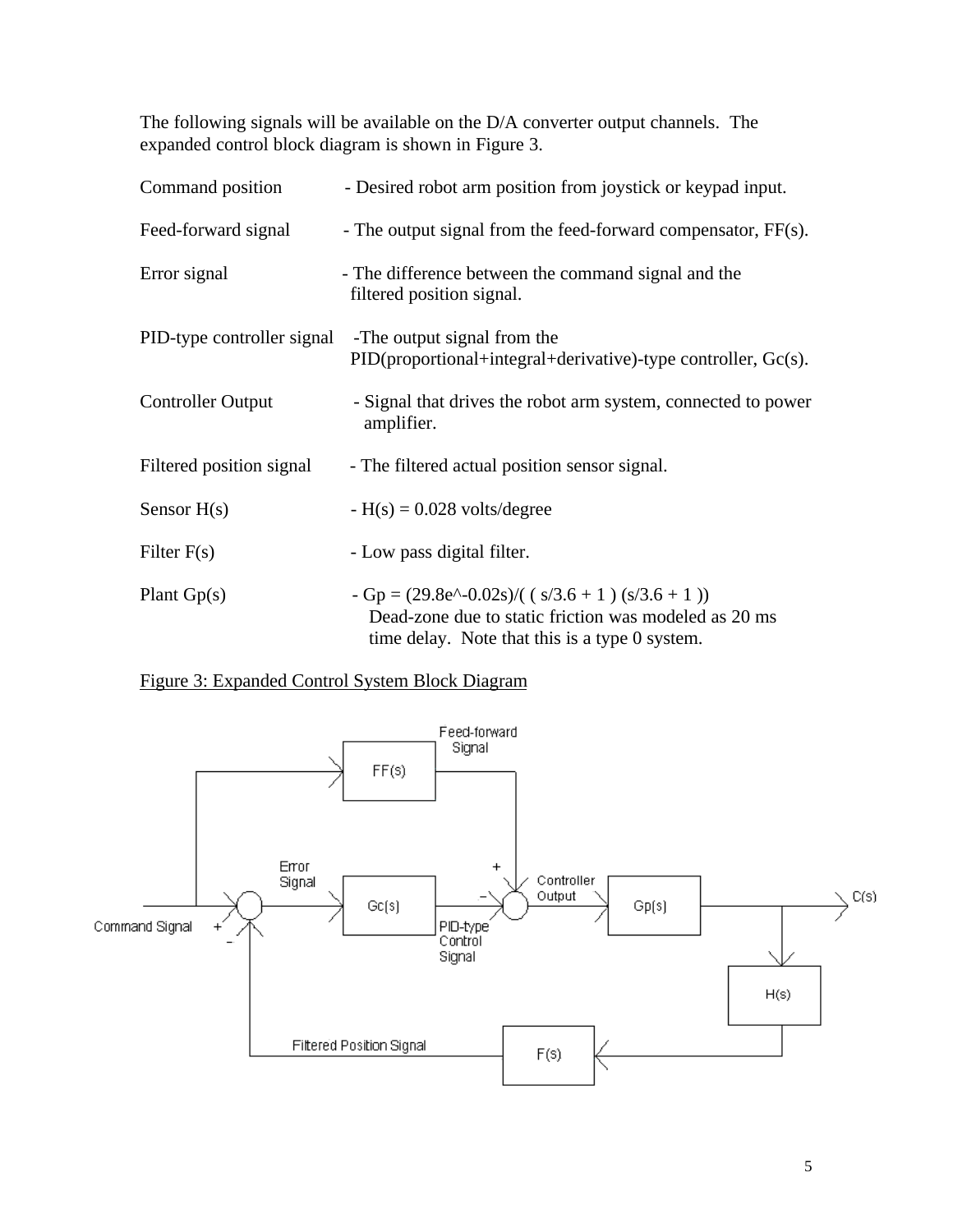The following signals will be available on the D/A converter output channels. The expanded control block diagram is shown in Figure 3.

| | |
|---|---|
| Command position | - Desired robot arm position from joystick or keypad input. |
| Feed-forward signal | - The output signal from the feed-forward compensator, FF(s). |
| Error signal | - The difference between the command signal and the filtered position signal. |
| PID-type controller signal | -The output signal from the PID(proportional+integral+derivative)-type controller, Gc(s). |
| Controller Output | - Signal that drives the robot arm system, connected to power amplifier. |
| Filtered position signal | - The filtered actual position sensor signal. |
| Sensor H(s) | - H(s) = 0.028 volts/degree |
| Filter F(s) | - Low pass digital filter. |
| Plant Gp(s) | - Gp = (29.8e^-0.02s)/( ( s/3.6 + 1 ) (s/3.6 + 1 )) Dead-zone due to static friction was modeled as 20 ms time delay. Note that this is a type 0 system. |

Figure 3: Expanded Control System Block Diagram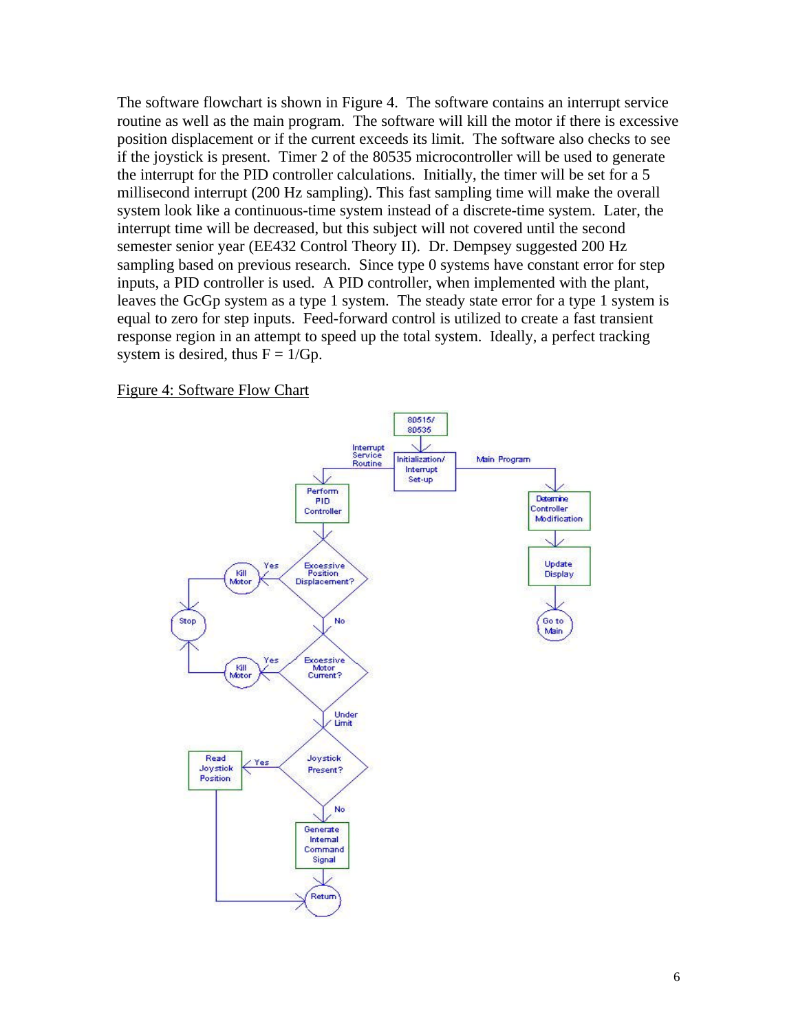The software flowchart is shown in Figure 4. The software contains an interrupt service routine as well as the main program. The software will kill the motor if there is excessive position displacement or if the current exceeds its limit. The software also checks to see if the joystick is present. Timer 2 of the 80535 microcontroller will be used to generate the interrupt for the PID controller calculations. Initially, the timer will be set for a 5 millisecond interrupt (200 Hz sampling). This fast sampling time will make the overall system look like a continuous-time system instead of a discrete-time system. Later, the interrupt time will be decreased, but this subject will not covered until the second semester senior year (EE432 Control Theory II). Dr. Dempsey suggested 200 Hz sampling based on previous research. Since type 0 systems have constant error for step inputs, a PID controller is used. A PID controller, when implemented with the plant, leaves the GcGp system as a type 1 system. The steady state error for a type 1 system is equal to zero for step inputs. Feed-forward control is utilized to create a fast transient response region in an attempt to speed up the total system. Ideally, a perfect tracking system is desired, thus F = 1/Gp.

Figure 4: Software Flow Chart

80515/80535 → Initialization/Interrupt Set-up

Interrupt Service Routine:
- Perform PID Controller
- Excessive Position Displacement? Yes → Kill Motor → Stop; No →
- Excessive Motor Current? Yes → Kill Motor → Stop; Under Limit →
- Joystick Present? Yes → Read Joystick Position → Return; No → Generate Internal Command Signal → Return

Main Program:
- Determine Controller Modification
- Update Display
- Go to Main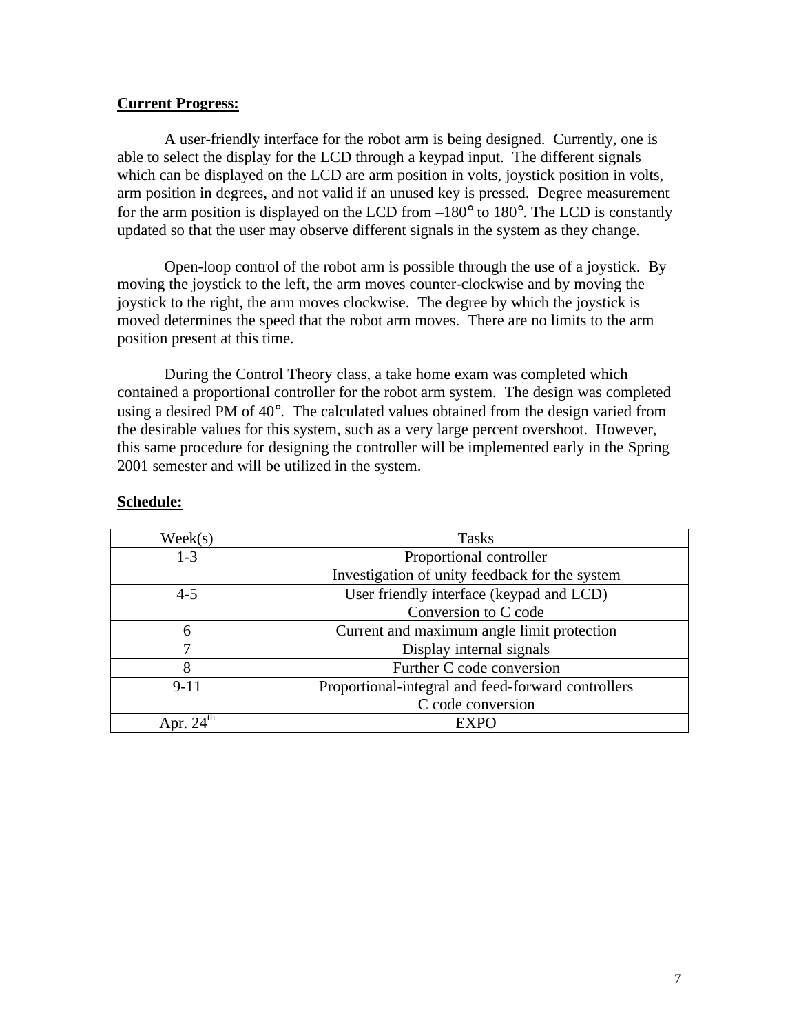**Current Progress:**

A user-friendly interface for the robot arm is being designed. Currently, one is able to select the display for the LCD through a keypad input. The different signals which can be displayed on the LCD are arm position in volts, joystick position in volts, arm position in degrees, and not valid if an unused key is pressed. Degree measurement for the arm position is displayed on the LCD from –180° to 180°. The LCD is constantly updated so that the user may observe different signals in the system as they change.

Open-loop control of the robot arm is possible through the use of a joystick. By moving the joystick to the left, the arm moves counter-clockwise and by moving the joystick to the right, the arm moves clockwise. The degree by which the joystick is moved determines the speed that the robot arm moves. There are no limits to the arm position present at this time.

During the Control Theory class, a take home exam was completed which contained a proportional controller for the robot arm system. The design was completed using a desired PM of 40°. The calculated values obtained from the design varied from the desirable values for this system, such as a very large percent overshoot. However, this same procedure for designing the controller will be implemented early in the Spring 2001 semester and will be utilized in the system.

**Schedule:**

| Week(s) | Tasks |
| --- | --- |
| 1-3 | Proportional controller<br>Investigation of unity feedback for the system |
| 4-5 | User friendly interface (keypad and LCD)<br>Conversion to C code |
| 6 | Current and maximum angle limit protection |
| 7 | Display internal signals |
| 8 | Further C code conversion |
| 9-11 | Proportional-integral and feed-forward controllers<br>C code conversion |
| Apr. 24th | EXPO |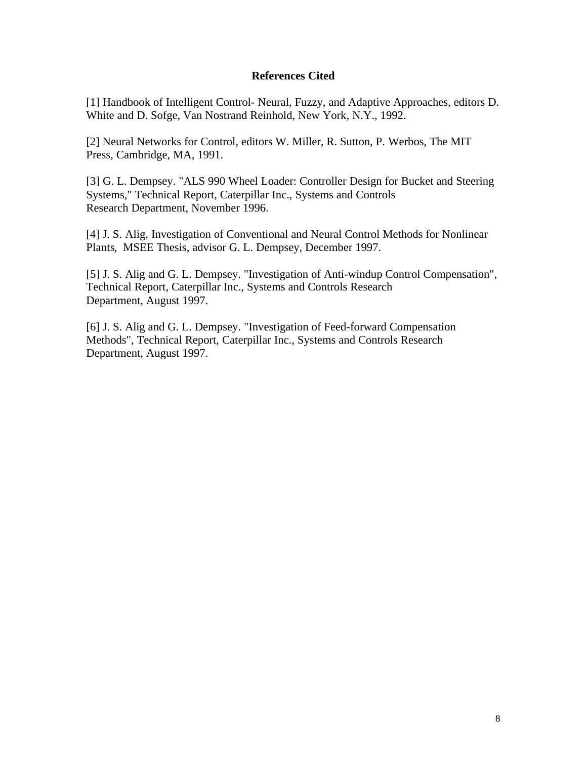## References Cited

[1] Handbook of Intelligent Control- Neural, Fuzzy, and Adaptive Approaches, editors D. White and D. Sofge, Van Nostrand Reinhold, New York, N.Y., 1992.

[2] Neural Networks for Control, editors W. Miller, R. Sutton, P. Werbos, The MIT Press, Cambridge, MA, 1991.

[3] G. L. Dempsey. "ALS 990 Wheel Loader: Controller Design for Bucket and Steering Systems," Technical Report, Caterpillar Inc., Systems and Controls Research Department, November 1996.

[4] J. S. Alig, Investigation of Conventional and Neural Control Methods for Nonlinear Plants, MSEE Thesis, advisor G. L. Dempsey, December 1997.

[5] J. S. Alig and G. L. Dempsey. "Investigation of Anti-windup Control Compensation", Technical Report, Caterpillar Inc., Systems and Controls Research Department, August 1997.

[6] J. S. Alig and G. L. Dempsey. "Investigation of Feed-forward Compensation Methods", Technical Report, Caterpillar Inc., Systems and Controls Research Department, August 1997.